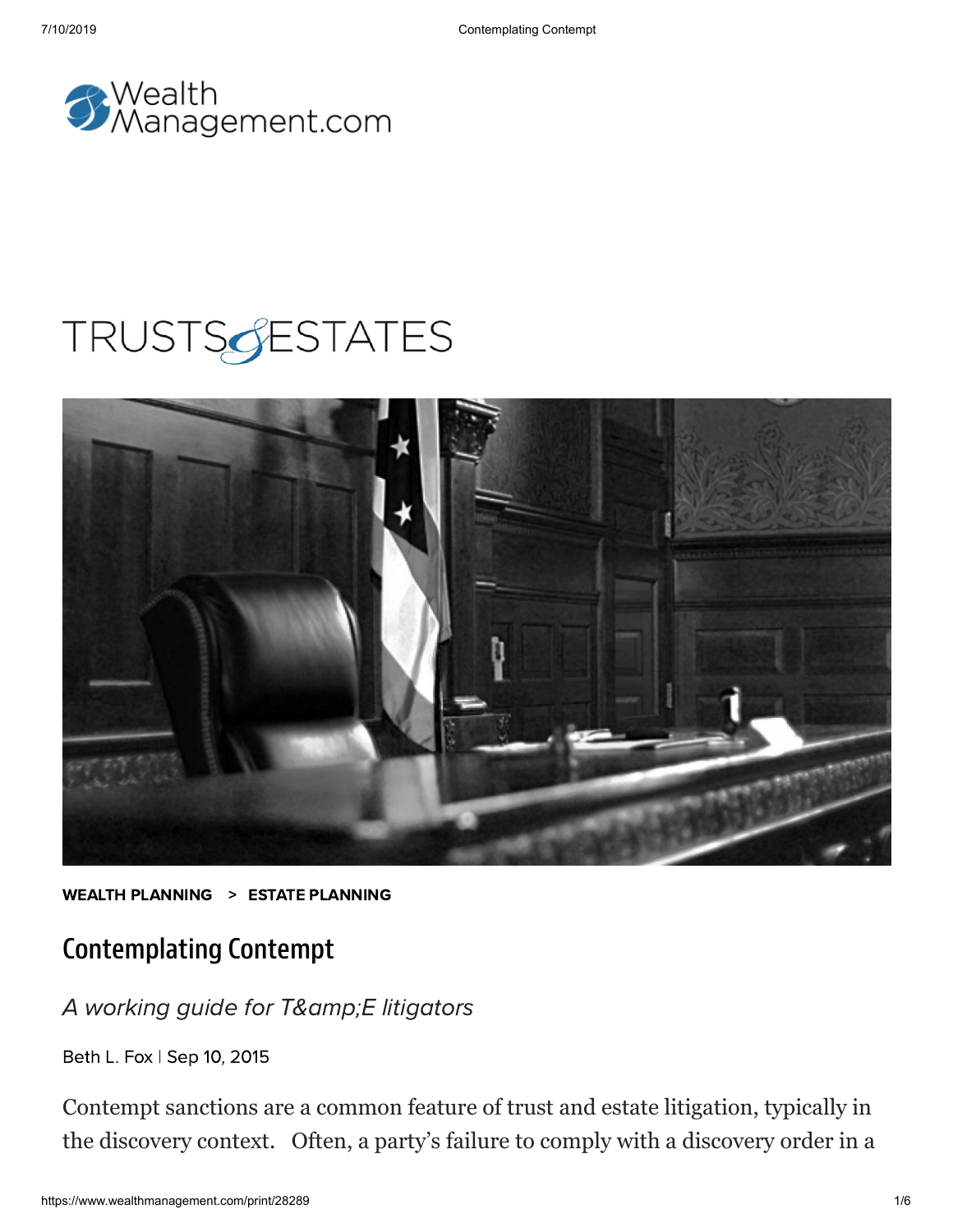WealthManagement.com

TRUSTS & ESTATES

**WEALTH PLANNING** > **ESTATE PLANNING**

# Contemplating Contempt

*A working guide for T&amp;E litigators*

Beth L. Fox | Sep 10, 2015

Contempt sanctions are a common feature of trust and estate litigation, typically in the discovery context. Often, a party's failure to comply with a discovery order in a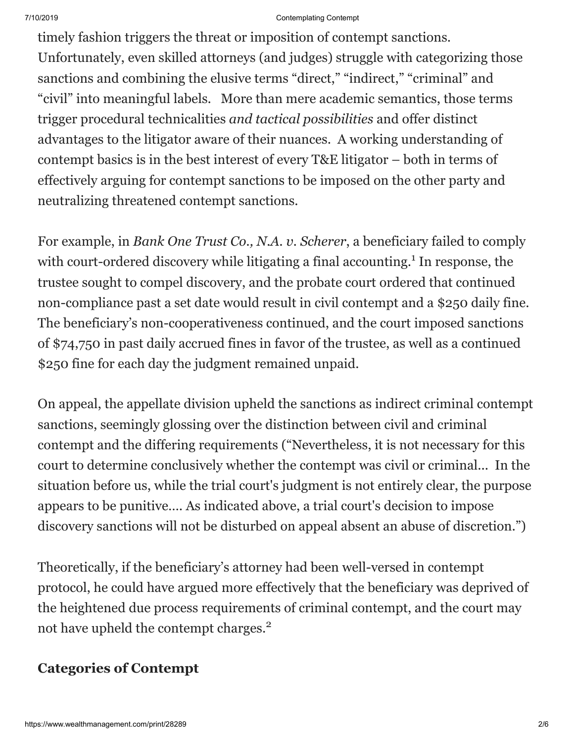timely fashion triggers the threat or imposition of contempt sanctions. Unfortunately, even skilled attorneys (and judges) struggle with categorizing those sanctions and combining the elusive terms “direct,” “indirect,” “criminal” and “civil” into meaningful labels. More than mere academic semantics, those terms trigger procedural technicalities *and tactical possibilities* and offer distinct advantages to the litigator aware of their nuances. A working understanding of contempt basics is in the best interest of every T&E litigator – both in terms of effectively arguing for contempt sanctions to be imposed on the other party and neutralizing threatened contempt sanctions.

For example, in *Bank One Trust Co., N.A. v. Scherer*, a beneficiary failed to comply with court-ordered discovery while litigating a final accounting.[1] In response, the trustee sought to compel discovery, and the probate court ordered that continued non-compliance past a set date would result in civil contempt and a $250 daily fine. The beneficiary’s non-cooperativeness continued, and the court imposed sanctions of $74,750 in past daily accrued fines in favor of the trustee, as well as a continued $250 fine for each day the judgment remained unpaid.

On appeal, the appellate division upheld the sanctions as indirect criminal contempt sanctions, seemingly glossing over the distinction between civil and criminal contempt and the differing requirements (“Nevertheless, it is not necessary for this court to determine conclusively whether the contempt was civil or criminal... In the situation before us, while the trial court's judgment is not entirely clear, the purpose appears to be punitive.... As indicated above, a trial court's decision to impose discovery sanctions will not be disturbed on appeal absent an abuse of discretion.”)

Theoretically, if the beneficiary’s attorney had been well-versed in contempt protocol, he could have argued more effectively that the beneficiary was deprived of the heightened due process requirements of criminal contempt, and the court may not have upheld the contempt charges.[2]

## Categories of Contempt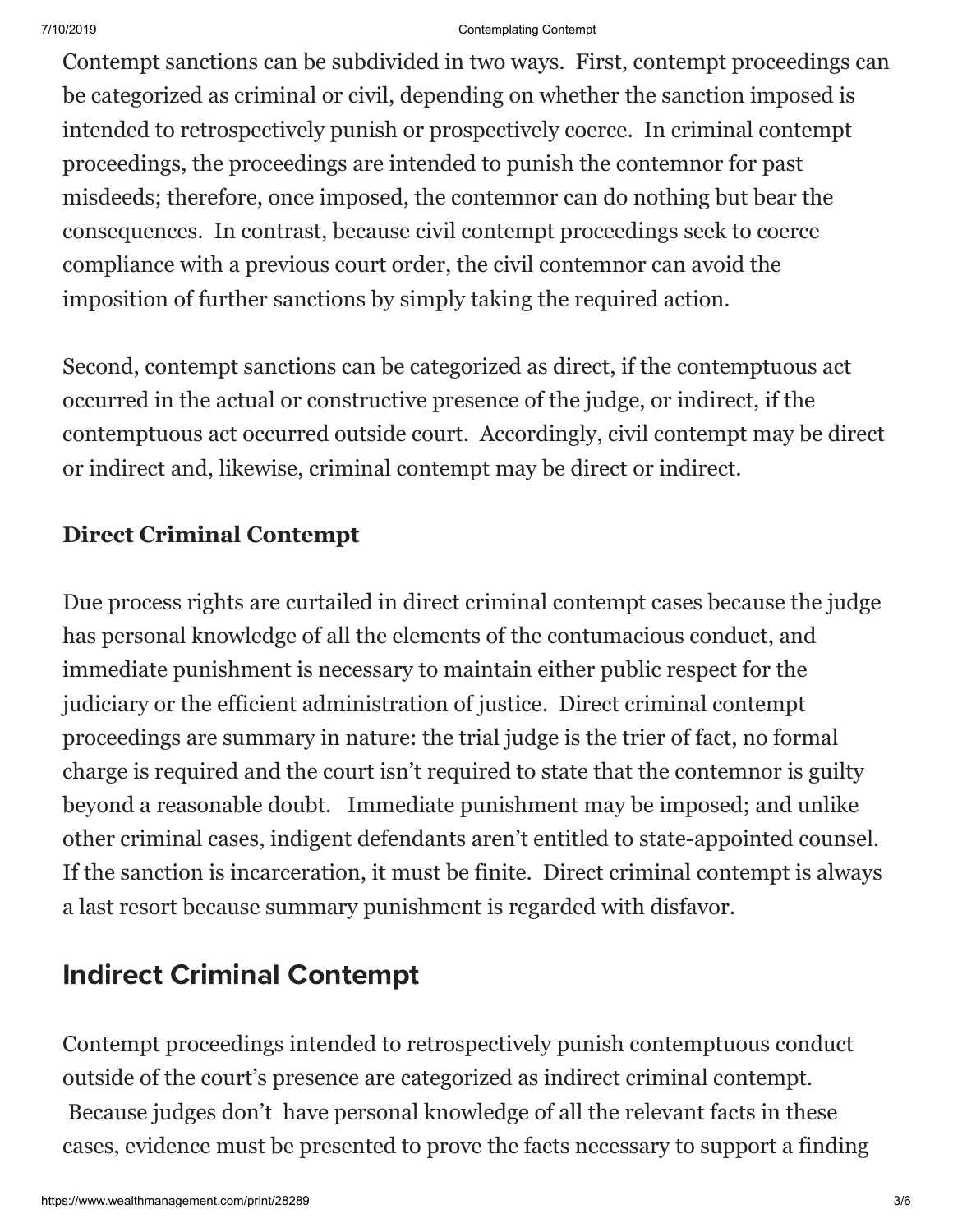Contempt sanctions can be subdivided in two ways. First, contempt proceedings can be categorized as criminal or civil, depending on whether the sanction imposed is intended to retrospectively punish or prospectively coerce. In criminal contempt proceedings, the proceedings are intended to punish the contemnor for past misdeeds; therefore, once imposed, the contemnor can do nothing but bear the consequences. In contrast, because civil contempt proceedings seek to coerce compliance with a previous court order, the civil contemnor can avoid the imposition of further sanctions by simply taking the required action.

Second, contempt sanctions can be categorized as direct, if the contemptuous act occurred in the actual or constructive presence of the judge, or indirect, if the contemptuous act occurred outside court. Accordingly, civil contempt may be direct or indirect and, likewise, criminal contempt may be direct or indirect.

**Direct Criminal Contempt**

Due process rights are curtailed in direct criminal contempt cases because the judge has personal knowledge of all the elements of the contumacious conduct, and immediate punishment is necessary to maintain either public respect for the judiciary or the efficient administration of justice. Direct criminal contempt proceedings are summary in nature: the trial judge is the trier of fact, no formal charge is required and the court isn't required to state that the contemnor is guilty beyond a reasonable doubt. Immediate punishment may be imposed; and unlike other criminal cases, indigent defendants aren't entitled to state-appointed counsel. If the sanction is incarceration, it must be finite. Direct criminal contempt is always a last resort because summary punishment is regarded with disfavor.

## Indirect Criminal Contempt

Contempt proceedings intended to retrospectively punish contemptuous conduct outside of the court's presence are categorized as indirect criminal contempt. Because judges don't have personal knowledge of all the relevant facts in these cases, evidence must be presented to prove the facts necessary to support a finding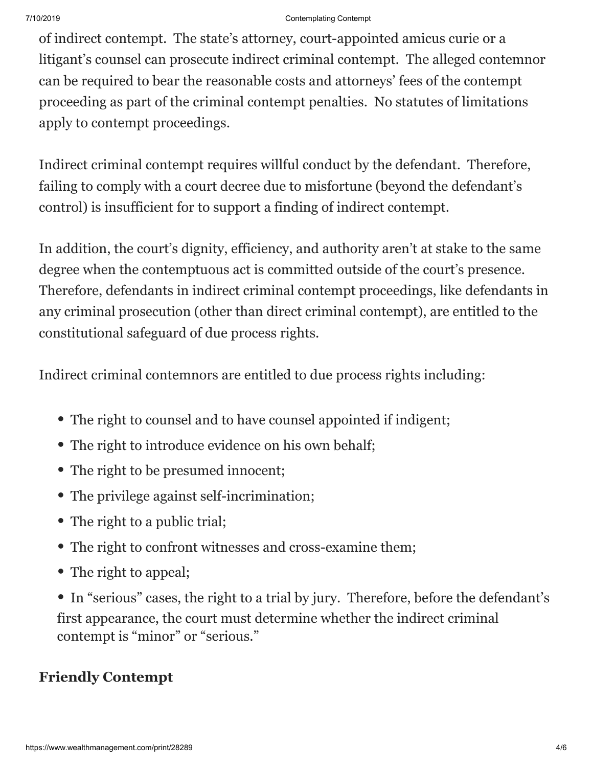of indirect contempt. The state's attorney, court-appointed amicus curie or a litigant's counsel can prosecute indirect criminal contempt. The alleged contemnor can be required to bear the reasonable costs and attorneys' fees of the contempt proceeding as part of the criminal contempt penalties. No statutes of limitations apply to contempt proceedings.

Indirect criminal contempt requires willful conduct by the defendant. Therefore, failing to comply with a court decree due to misfortune (beyond the defendant's control) is insufficient for to support a finding of indirect contempt.

In addition, the court's dignity, efficiency, and authority aren't at stake to the same degree when the contemptuous act is committed outside of the court's presence. Therefore, defendants in indirect criminal contempt proceedings, like defendants in any criminal prosecution (other than direct criminal contempt), are entitled to the constitutional safeguard of due process rights.

Indirect criminal contemnors are entitled to due process rights including:

- The right to counsel and to have counsel appointed if indigent;
- The right to introduce evidence on his own behalf;
- The right to be presumed innocent;
- The privilege against self-incrimination;
- The right to a public trial;
- The right to confront witnesses and cross-examine them;
- The right to appeal;
- In "serious" cases, the right to a trial by jury. Therefore, before the defendant's first appearance, the court must determine whether the indirect criminal contempt is "minor" or "serious."

### Friendly Contempt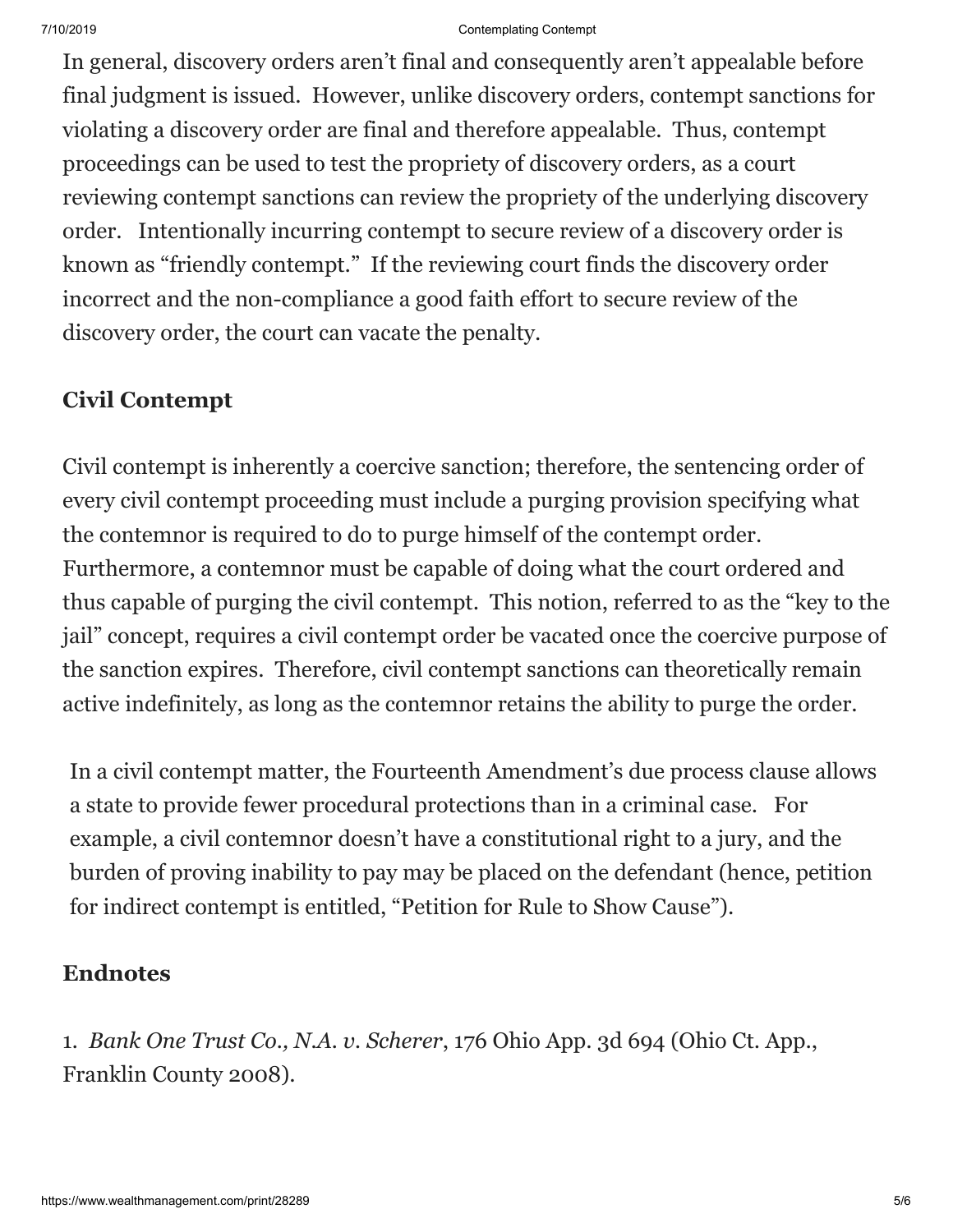In general, discovery orders aren't final and consequently aren't appealable before final judgment is issued. However, unlike discovery orders, contempt sanctions for violating a discovery order are final and therefore appealable. Thus, contempt proceedings can be used to test the propriety of discovery orders, as a court reviewing contempt sanctions can review the propriety of the underlying discovery order. Intentionally incurring contempt to secure review of a discovery order is known as "friendly contempt." If the reviewing court finds the discovery order incorrect and the non-compliance a good faith effort to secure review of the discovery order, the court can vacate the penalty.

### Civil Contempt

Civil contempt is inherently a coercive sanction; therefore, the sentencing order of every civil contempt proceeding must include a purging provision specifying what the contemnor is required to do to purge himself of the contempt order. Furthermore, a contemnor must be capable of doing what the court ordered and thus capable of purging the civil contempt. This notion, referred to as the "key to the jail" concept, requires a civil contempt order be vacated once the coercive purpose of the sanction expires. Therefore, civil contempt sanctions can theoretically remain active indefinitely, as long as the contemnor retains the ability to purge the order.

In a civil contempt matter, the Fourteenth Amendment's due process clause allows a state to provide fewer procedural protections than in a criminal case. For example, a civil contemnor doesn't have a constitutional right to a jury, and the burden of proving inability to pay may be placed on the defendant (hence, petition for indirect contempt is entitled, "Petition for Rule to Show Cause").

### Endnotes

1. *Bank One Trust Co., N.A. v. Scherer*, 176 Ohio App. 3d 694 (Ohio Ct. App., Franklin County 2008).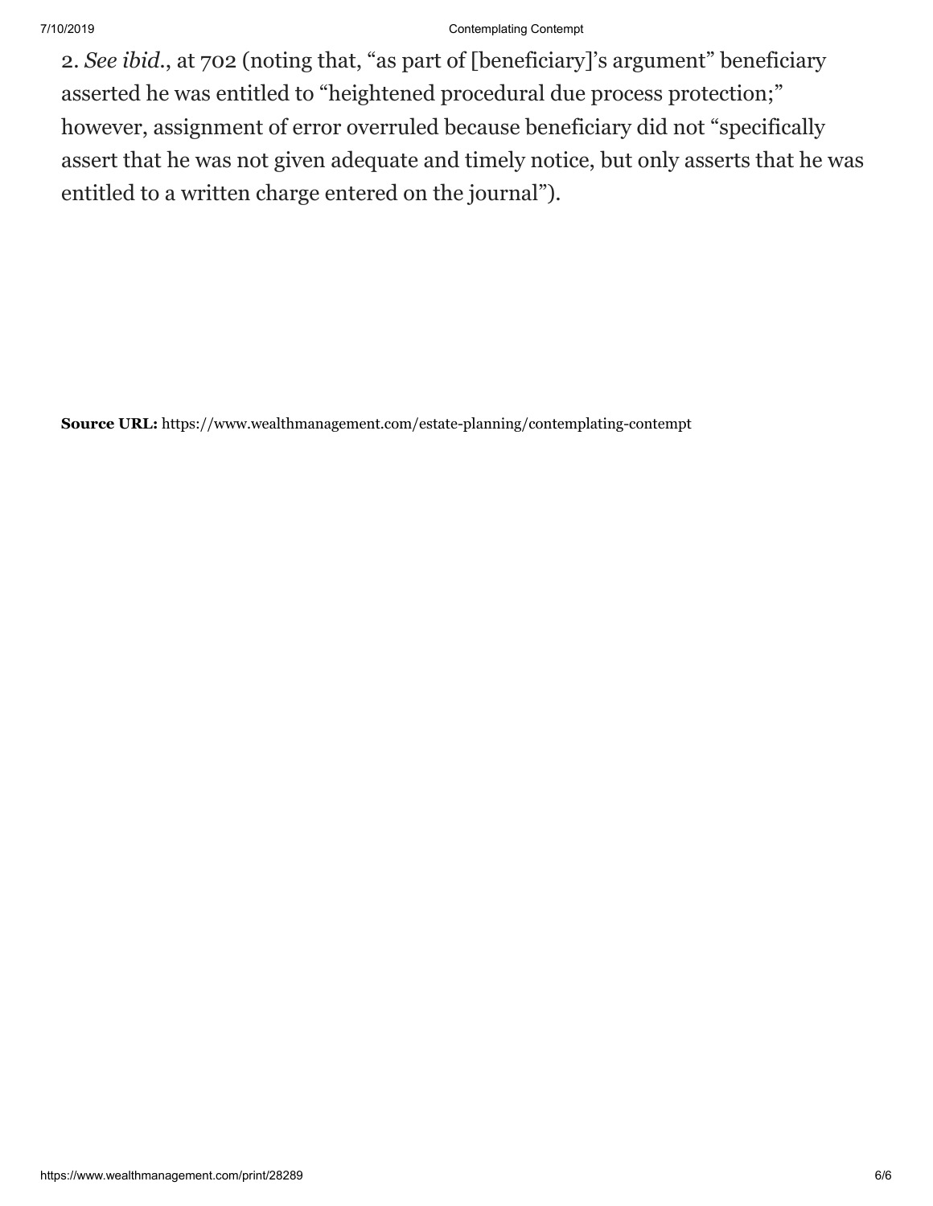2. *See ibid.*, at 702 (noting that, "as part of [beneficiary]'s argument" beneficiary asserted he was entitled to "heightened procedural due process protection;" however, assignment of error overruled because beneficiary did not "specifically assert that he was not given adequate and timely notice, but only asserts that he was entitled to a written charge entered on the journal").

**Source URL:** https://www.wealthmanagement.com/estate-planning/contemplating-contempt